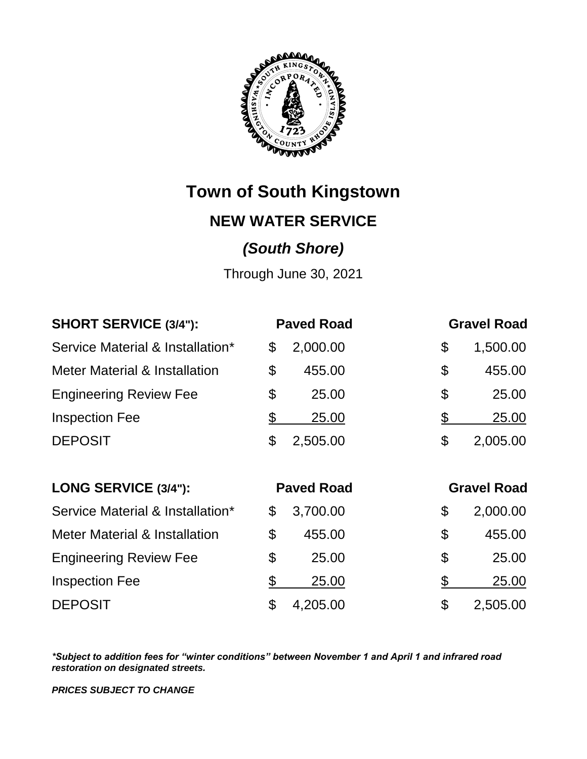# Town of South Kingstown

## NEW WATER SERVICE

### *(South Shore)*

Through June 30, 2021

| **SHORT SERVICE (3/4"):** | **Paved Road** | **Gravel Road** |
|---|---|---|
| Service Material & Installation* | $ 2,000.00 | $ 1,500.00 |
| Meter Material & Installation | $ 455.00 | $ 455.00 |
| Engineering Review Fee | $ 25.00 | $ 25.00 |
| Inspection Fee | $ 25.00 | $ 25.00 |
| DEPOSIT | $ 2,505.00 | $ 2,005.00 |

| **LONG SERVICE (3/4"):** | **Paved Road** | **Gravel Road** |
|---|---|---|
| Service Material & Installation* | $ 3,700.00 | $ 2,000.00 |
| Meter Material & Installation | $ 455.00 | $ 455.00 |
| Engineering Review Fee | $ 25.00 | $ 25.00 |
| Inspection Fee | $ 25.00 | $ 25.00 |
| DEPOSIT | $ 4,205.00 | $ 2,505.00 |

***Subject to addition fees for "winter conditions" between November 1 and April 1 and infrared road restoration on designated streets.***

***PRICES SUBJECT TO CHANGE***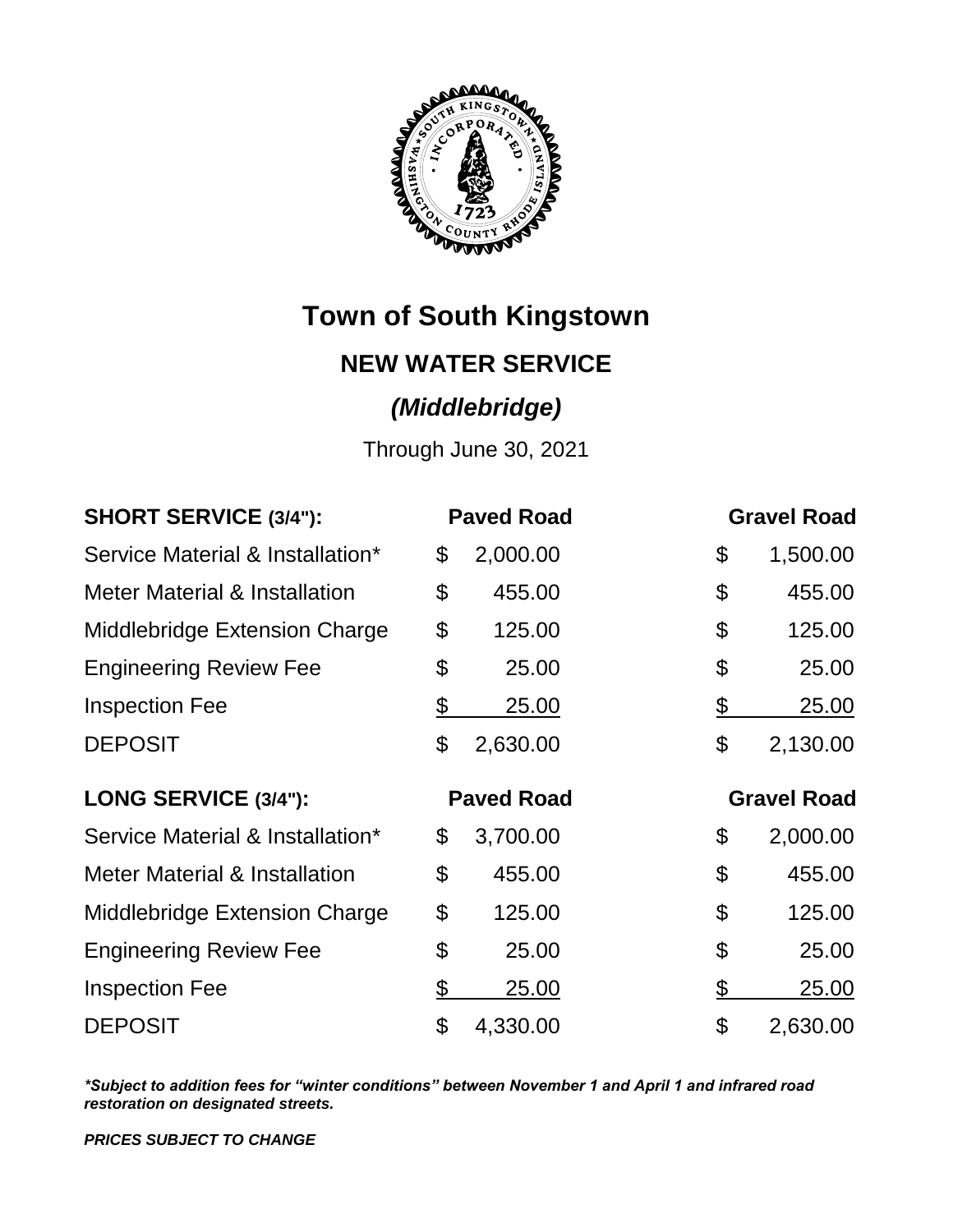# Town of South Kingstown

## NEW WATER SERVICE

### *(Middlebridge)*

Through June 30, 2021

| SHORT SERVICE (3/4"): | Paved Road | Gravel Road |
|---|---|---|
| Service Material & Installation* | $ 2,000.00 | $ 1,500.00 |
| Meter Material & Installation | $ 455.00 | $ 455.00 |
| Middlebridge Extension Charge | $ 125.00 | $ 125.00 |
| Engineering Review Fee | $ 25.00 | $ 25.00 |
| Inspection Fee | $ 25.00 | $ 25.00 |
| DEPOSIT | $ 2,630.00 | $ 2,130.00 |
| **LONG SERVICE (3/4"):** | **Paved Road** | **Gravel Road** |
| Service Material & Installation* | $ 3,700.00 | $ 2,000.00 |
| Meter Material & Installation | $ 455.00 | $ 455.00 |
| Middlebridge Extension Charge | $ 125.00 | $ 125.00 |
| Engineering Review Fee | $ 25.00 | $ 25.00 |
| Inspection Fee | $ 25.00 | $ 25.00 |
| DEPOSIT | $ 4,330.00 | $ 2,630.00 |

***Subject to addition fees for "winter conditions" between November 1 and April 1 and infrared road restoration on designated streets.***

***PRICES SUBJECT TO CHANGE***